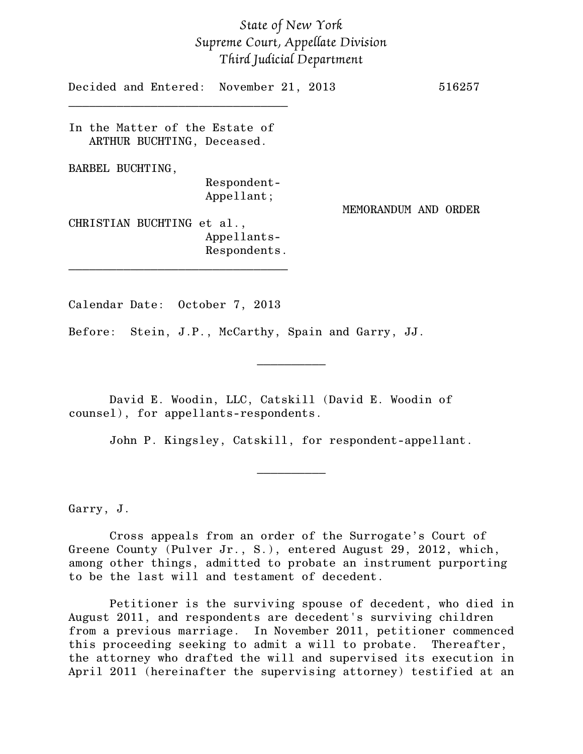*State of New York*
*Supreme Court, Appellate Division*
*Third Judicial Department*

Decided and Entered: November 21, 2013 516257

---

In the Matter of the Estate of
ARTHUR BUCHTING, Deceased.

BARBEL BUCHTING,
Respondent-
Appellant;

MEMORANDUM AND ORDER

CHRISTIAN BUCHTING et al.,
Appellants-
Respondents.

---

Calendar Date: October 7, 2013

Before: Stein, J.P., McCarthy, Spain and Garry, JJ.

---

David E. Woodin, LLC, Catskill (David E. Woodin of counsel), for appellants-respondents.

John P. Kingsley, Catskill, for respondent-appellant.

---

Garry, J.

Cross appeals from an order of the Surrogate's Court of Greene County (Pulver Jr., S.), entered August 29, 2012, which, among other things, admitted to probate an instrument purporting to be the last will and testament of decedent.

Petitioner is the surviving spouse of decedent, who died in August 2011, and respondents are decedent's surviving children from a previous marriage. In November 2011, petitioner commenced this proceeding seeking to admit a will to probate. Thereafter, the attorney who drafted the will and supervised its execution in April 2011 (hereinafter the supervising attorney) testified at an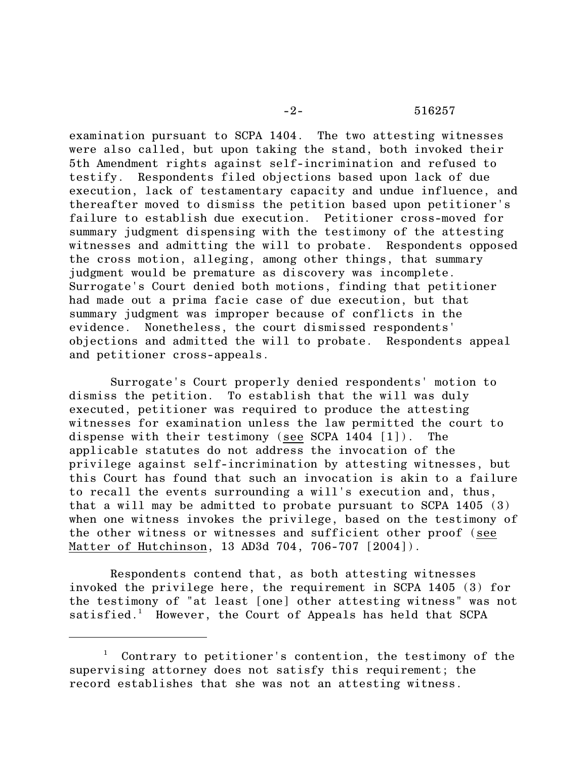examination pursuant to SCPA 1404. The two attesting witnesses were also called, but upon taking the stand, both invoked their 5th Amendment rights against self-incrimination and refused to testify. Respondents filed objections based upon lack of due execution, lack of testamentary capacity and undue influence, and thereafter moved to dismiss the petition based upon petitioner's failure to establish due execution. Petitioner cross-moved for summary judgment dispensing with the testimony of the attesting witnesses and admitting the will to probate. Respondents opposed the cross motion, alleging, among other things, that summary judgment would be premature as discovery was incomplete. Surrogate's Court denied both motions, finding that petitioner had made out a prima facie case of due execution, but that summary judgment was improper because of conflicts in the evidence. Nonetheless, the court dismissed respondents' objections and admitted the will to probate. Respondents appeal and petitioner cross-appeals.

Surrogate's Court properly denied respondents' motion to dismiss the petition. To establish that the will was duly executed, petitioner was required to produce the attesting witnesses for examination unless the law permitted the court to dispense with their testimony (see SCPA 1404 [1]). The applicable statutes do not address the invocation of the privilege against self-incrimination by attesting witnesses, but this Court has found that such an invocation is akin to a failure to recall the events surrounding a will's execution and, thus, that a will may be admitted to probate pursuant to SCPA 1405 (3) when one witness invokes the privilege, based on the testimony of the other witness or witnesses and sufficient other proof (see Matter of Hutchinson, 13 AD3d 704, 706-707 [2004]).

Respondents contend that, as both attesting witnesses invoked the privilege here, the requirement in SCPA 1405 (3) for the testimony of "at least [one] other attesting witness" was not satisfied.[1] However, the Court of Appeals has held that SCPA

---

[1] Contrary to petitioner's contention, the testimony of the supervising attorney does not satisfy this requirement; the record establishes that she was not an attesting witness.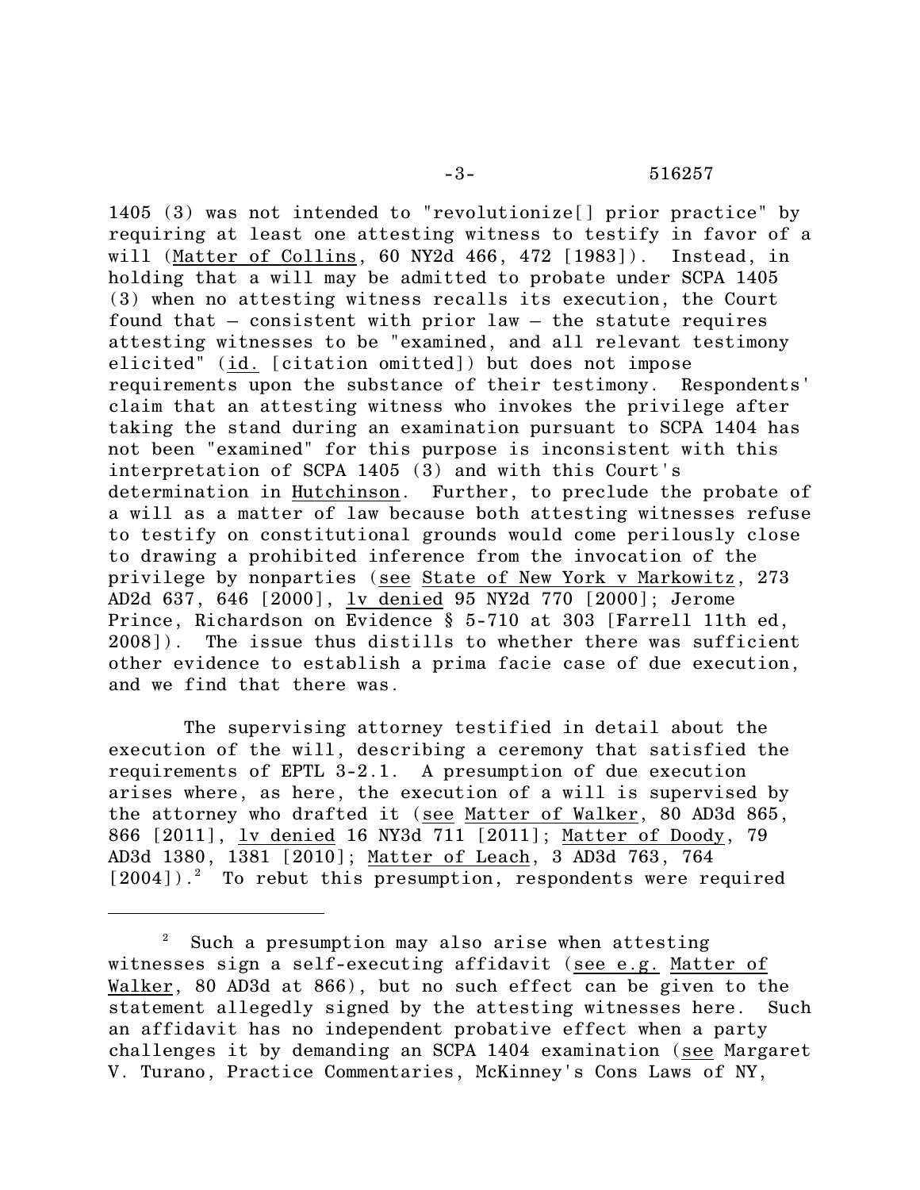1405 (3) was not intended to "revolutionize[] prior practice" by requiring at least one attesting witness to testify in favor of a will (Matter of Collins, 60 NY2d 466, 472 [1983]). Instead, in holding that a will may be admitted to probate under SCPA 1405 (3) when no attesting witness recalls its execution, the Court found that – consistent with prior law – the statute requires attesting witnesses to be "examined, and all relevant testimony elicited" (id. [citation omitted]) but does not impose requirements upon the substance of their testimony. Respondents' claim that an attesting witness who invokes the privilege after taking the stand during an examination pursuant to SCPA 1404 has not been "examined" for this purpose is inconsistent with this interpretation of SCPA 1405 (3) and with this Court's determination in Hutchinson. Further, to preclude the probate of a will as a matter of law because both attesting witnesses refuse to testify on constitutional grounds would come perilously close to drawing a prohibited inference from the invocation of the privilege by nonparties (see State of New York v Markowitz, 273 AD2d 637, 646 [2000], lv denied 95 NY2d 770 [2000]; Jerome Prince, Richardson on Evidence § 5-710 at 303 [Farrell 11th ed, 2008]). The issue thus distills to whether there was sufficient other evidence to establish a prima facie case of due execution, and we find that there was.

The supervising attorney testified in detail about the execution of the will, describing a ceremony that satisfied the requirements of EPTL 3-2.1. A presumption of due execution arises where, as here, the execution of a will is supervised by the attorney who drafted it (see Matter of Walker, 80 AD3d 865, 866 [2011], lv denied 16 NY3d 711 [2011]; Matter of Doody, 79 AD3d 1380, 1381 [2010]; Matter of Leach, 3 AD3d 763, 764 [2004]).[2] To rebut this presumption, respondents were required

[2] Such a presumption may also arise when attesting witnesses sign a self-executing affidavit (see e.g. Matter of Walker, 80 AD3d at 866), but no such effect can be given to the statement allegedly signed by the attesting witnesses here. Such an affidavit has no independent probative effect when a party challenges it by demanding an SCPA 1404 examination (see Margaret V. Turano, Practice Commentaries, McKinney's Cons Laws of NY,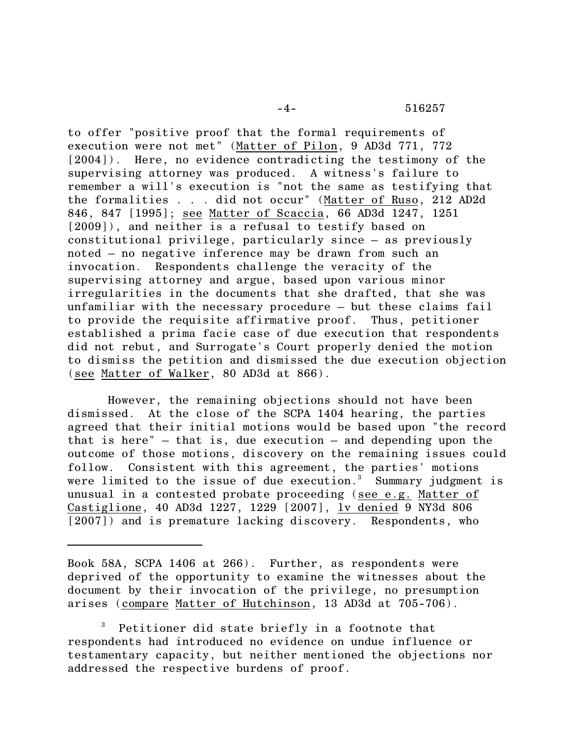to offer "positive proof that the formal requirements of execution were not met" (Matter of Pilon, 9 AD3d 771, 772 [2004]). Here, no evidence contradicting the testimony of the supervising attorney was produced. A witness's failure to remember a will's execution is "not the same as testifying that the formalities . . . did not occur" (Matter of Ruso, 212 AD2d 846, 847 [1995]; see Matter of Scaccia, 66 AD3d 1247, 1251 [2009]), and neither is a refusal to testify based on constitutional privilege, particularly since – as previously noted – no negative inference may be drawn from such an invocation. Respondents challenge the veracity of the supervising attorney and argue, based upon various minor irregularities in the documents that she drafted, that she was unfamiliar with the necessary procedure – but these claims fail to provide the requisite affirmative proof. Thus, petitioner established a prima facie case of due execution that respondents did not rebut, and Surrogate's Court properly denied the motion to dismiss the petition and dismissed the due execution objection (see Matter of Walker, 80 AD3d at 866).

However, the remaining objections should not have been dismissed. At the close of the SCPA 1404 hearing, the parties agreed that their initial motions would be based upon "the record that is here" – that is, due execution – and depending upon the outcome of those motions, discovery on the remaining issues could follow. Consistent with this agreement, the parties' motions were limited to the issue of due execution.[3] Summary judgment is unusual in a contested probate proceeding (see e.g. Matter of Castiglione, 40 AD3d 1227, 1229 [2007], lv denied 9 NY3d 806 [2007]) and is premature lacking discovery. Respondents, who

---

Book 58A, SCPA 1406 at 266). Further, as respondents were deprived of the opportunity to examine the witnesses about the document by their invocation of the privilege, no presumption arises (compare Matter of Hutchinson, 13 AD3d at 705-706).

[3] Petitioner did state briefly in a footnote that respondents had introduced no evidence on undue influence or testamentary capacity, but neither mentioned the objections nor addressed the respective burdens of proof.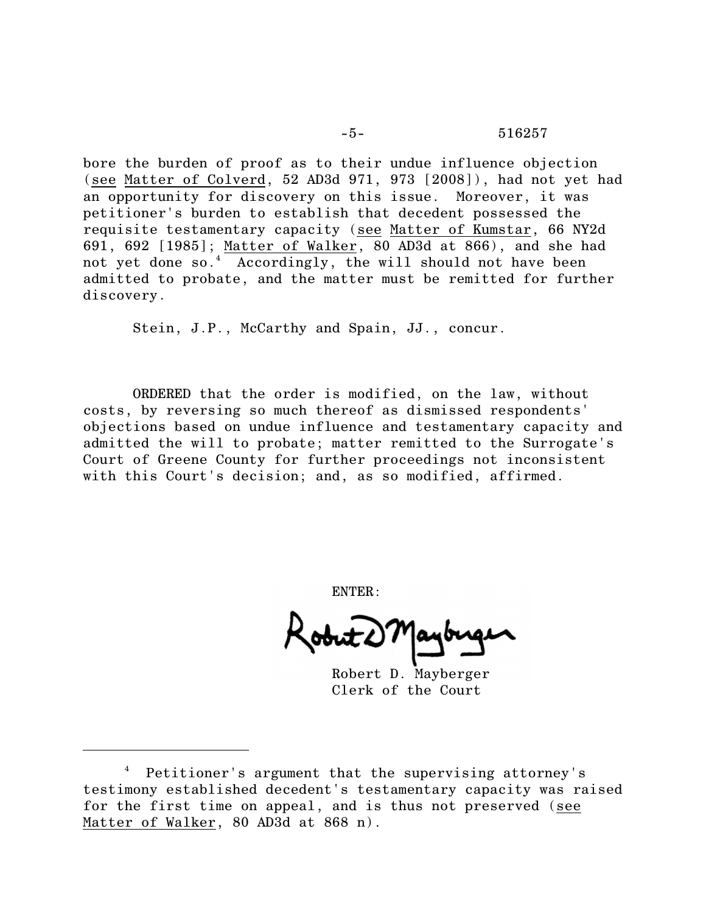bore the burden of proof as to their undue influence objection (see Matter of Colverd, 52 AD3d 971, 973 [2008]), had not yet had an opportunity for discovery on this issue. Moreover, it was petitioner's burden to establish that decedent possessed the requisite testamentary capacity (see Matter of Kumstar, 66 NY2d 691, 692 [1985]; Matter of Walker, 80 AD3d at 866), and she had not yet done so.[4] Accordingly, the will should not have been admitted to probate, and the matter must be remitted for further discovery.

Stein, J.P., McCarthy and Spain, JJ., concur.

ORDERED that the order is modified, on the law, without costs, by reversing so much thereof as dismissed respondents' objections based on undue influence and testamentary capacity and admitted the will to probate; matter remitted to the Surrogate's Court of Greene County for further proceedings not inconsistent with this Court's decision; and, as so modified, affirmed.

ENTER:

Robert D. Mayberger
Clerk of the Court

---

[4] Petitioner's argument that the supervising attorney's testimony established decedent's testamentary capacity was raised for the first time on appeal, and is thus not preserved (see Matter of Walker, 80 AD3d at 868 n).